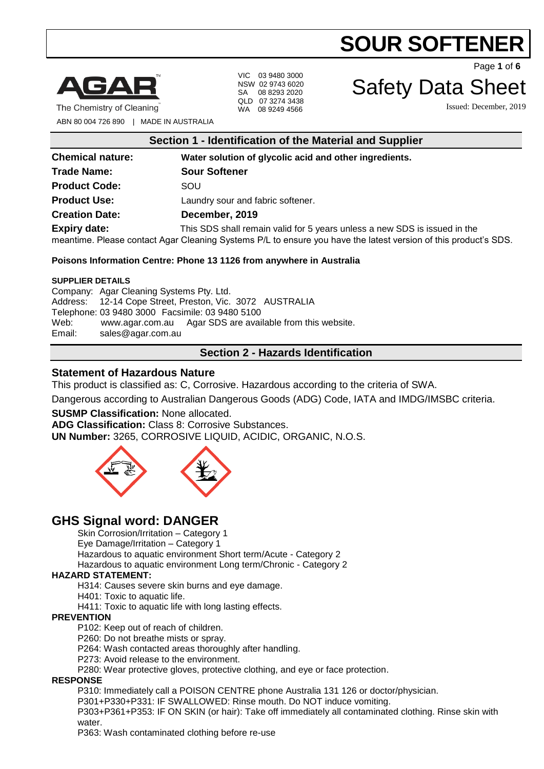# SOUR SOFTENER

AGAR™
The Chemistry of Cleaning™

ABN 80 004 726 890 | MADE IN AUSTRALIA

VIC 03 9480 3000
NSW 02 9743 6020
SA 08 8293 2020
QLD 07 3274 3438
WA 08 9249 4566

# Safety Data Sheet

Issued: December, 2019

## Section 1 - Identification of the Material and Supplier

**Chemical nature:** **Water solution of glycolic acid and other ingredients.**

**Trade Name:** **Sour Softener**

**Product Code:** SOU

**Product Use:** Laundry sour and fabric softener.

**Creation Date:** **December, 2019**

**Expiry date:** This SDS shall remain valid for 5 years unless a new SDS is issued in the meantime. Please contact Agar Cleaning Systems P/L to ensure you have the latest version of this product's SDS.

**Poisons Information Centre: Phone 13 1126 from anywhere in Australia**

**SUPPLIER DETAILS**

Company: Agar Cleaning Systems Pty. Ltd.
Address: 12-14 Cope Street, Preston, Vic. 3072 AUSTRALIA
Telephone: 03 9480 3000 Facsimile: 03 9480 5100
Web: www.agar.com.au Agar SDS are available from this website.
Email: sales@agar.com.au

## Section 2 - Hazards Identification

### Statement of Hazardous Nature

This product is classified as: C, Corrosive. Hazardous according to the criteria of SWA.

Dangerous according to Australian Dangerous Goods (ADG) Code, IATA and IMDG/IMSBC criteria.

**SUSMP Classification:** None allocated.

**ADG Classification:** Class 8: Corrosive Substances.

**UN Number:** 3265, CORROSIVE LIQUID, ACIDIC, ORGANIC, N.O.S.

## GHS Signal word: DANGER

Skin Corrosion/Irritation – Category 1
Eye Damage/Irritation – Category 1
Hazardous to aquatic environment Short term/Acute - Category 2
Hazardous to aquatic environment Long term/Chronic - Category 2

**HAZARD STATEMENT:**

H314: Causes severe skin burns and eye damage.
H401: Toxic to aquatic life.
H411: Toxic to aquatic life with long lasting effects.

**PREVENTION**

P102: Keep out of reach of children.
P260: Do not breathe mists or spray.
P264: Wash contacted areas thoroughly after handling.
P273: Avoid release to the environment.
P280: Wear protective gloves, protective clothing, and eye or face protection.

**RESPONSE**

P310: Immediately call a POISON CENTRE phone Australia 131 126 or doctor/physician.
P301+P330+P331: IF SWALLOWED: Rinse mouth. Do NOT induce vomiting.
P303+P361+P353: IF ON SKIN (or hair): Take off immediately all contaminated clothing. Rinse skin with water.
P363: Wash contaminated clothing before re-use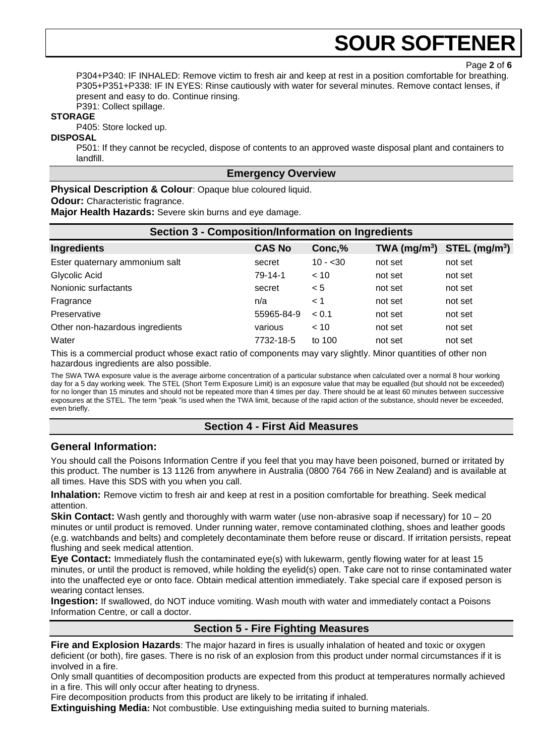P304+P340: IF INHALED: Remove victim to fresh air and keep at rest in a position comfortable for breathing.
P305+P351+P338: IF IN EYES: Rinse cautiously with water for several minutes. Remove contact lenses, if present and easy to do. Continue rinsing.
P391: Collect spillage.

**STORAGE**

P405: Store locked up.

**DISPOSAL**

P501: If they cannot be recycled, dispose of contents to an approved waste disposal plant and containers to landfill.

## Emergency Overview

**Physical Description & Colour**: Opaque blue coloured liquid.
**Odour:** Characteristic fragrance.
**Major Health Hazards:** Severe skin burns and eye damage.

## Section 3 - Composition/Information on Ingredients

| Ingredients | CAS No | Conc,% | TWA ($mg/m^3$) | STEL ($mg/m^3$) |
|---|---|---|---|---|
| Ester quaternary ammonium salt | secret | 10 - <30 | not set | not set |
| Glycolic Acid | 79-14-1 | < 10 | not set | not set |
| Nonionic surfactants | secret | < 5 | not set | not set |
| Fragrance | n/a | < 1 | not set | not set |
| Preservative | 55965-84-9 | < 0.1 | not set | not set |
| Other non-hazardous ingredients | various | < 10 | not set | not set |
| Water | 7732-18-5 | to 100 | not set | not set |

This is a commercial product whose exact ratio of components may vary slightly. Minor quantities of other non hazardous ingredients are also possible.

The SWA TWA exposure value is the average airborne concentration of a particular substance when calculated over a normal 8 hour working day for a 5 day working week. The STEL (Short Term Exposure Limit) is an exposure value that may be equalled (but should not be exceeded) for no longer than 15 minutes and should not be repeated more than 4 times per day. There should be at least 60 minutes between successive exposures at the STEL. The term "peak "is used when the TWA limit, because of the rapid action of the substance, should never be exceeded, even briefly.

## Section 4 - First Aid Measures

### General Information:

You should call the Poisons Information Centre if you feel that you may have been poisoned, burned or irritated by this product. The number is 13 1126 from anywhere in Australia (0800 764 766 in New Zealand) and is available at all times. Have this SDS with you when you call.

**Inhalation:** Remove victim to fresh air and keep at rest in a position comfortable for breathing. Seek medical attention.

**Skin Contact:** Wash gently and thoroughly with warm water (use non-abrasive soap if necessary) for 10 – 20 minutes or until product is removed. Under running water, remove contaminated clothing, shoes and leather goods (e.g. watchbands and belts) and completely decontaminate them before reuse or discard. If irritation persists, repeat flushing and seek medical attention.

**Eye Contact:** Immediately flush the contaminated eye(s) with lukewarm, gently flowing water for at least 15 minutes, or until the product is removed, while holding the eyelid(s) open. Take care not to rinse contaminated water into the unaffected eye or onto face. Obtain medical attention immediately. Take special care if exposed person is wearing contact lenses.

**Ingestion:** If swallowed, do NOT induce vomiting. Wash mouth with water and immediately contact a Poisons Information Centre, or call a doctor.

## Section 5 - Fire Fighting Measures

**Fire and Explosion Hazards**: The major hazard in fires is usually inhalation of heated and toxic or oxygen deficient (or both), fire gases. There is no risk of an explosion from this product under normal circumstances if it is involved in a fire.
Only small quantities of decomposition products are expected from this product at temperatures normally achieved in a fire. This will only occur after heating to dryness.
Fire decomposition products from this product are likely to be irritating if inhaled.
**Extinguishing Media:** Not combustible. Use extinguishing media suited to burning materials.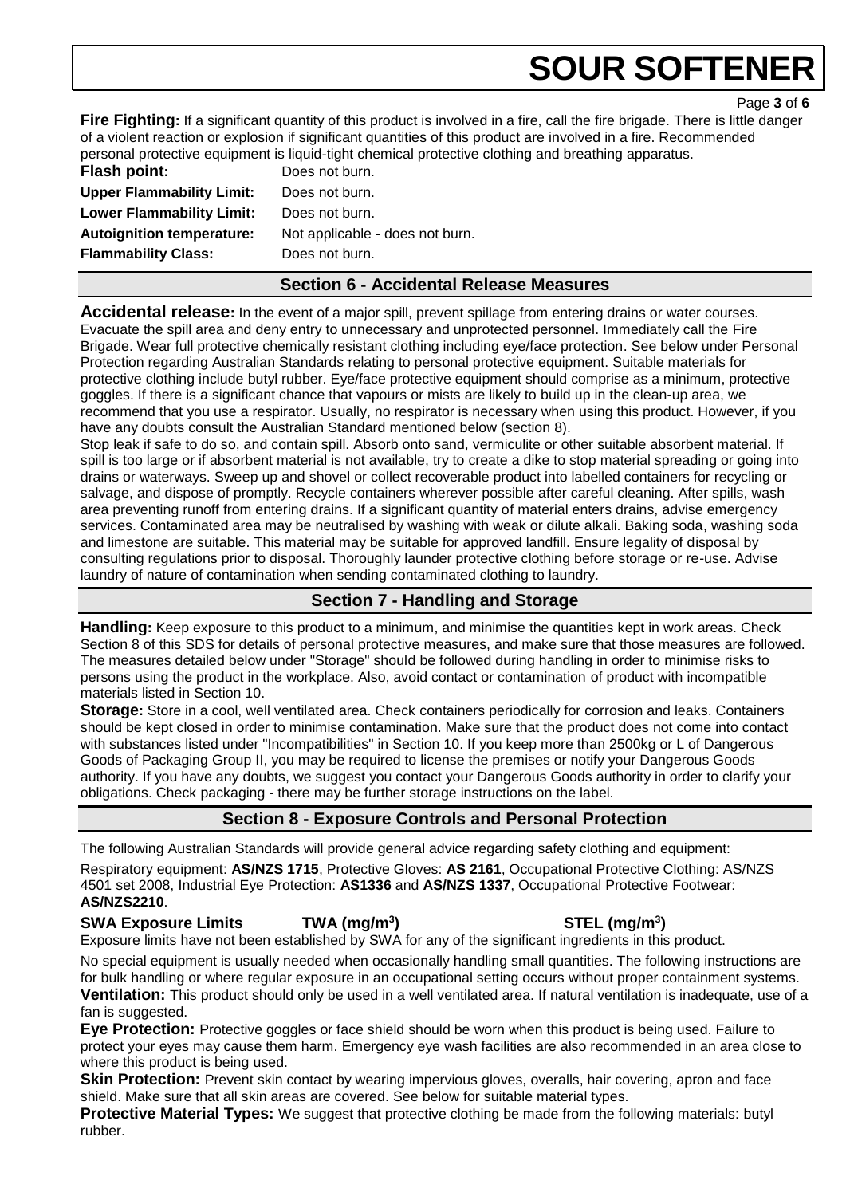**Fire Fighting:** If a significant quantity of this product is involved in a fire, call the fire brigade. There is little danger of a violent reaction or explosion if significant quantities of this product are involved in a fire. Recommended personal protective equipment is liquid-tight chemical protective clothing and breathing apparatus.

| | |
|---|---|
| **Flash point:** | Does not burn. |
| **Upper Flammability Limit:** | Does not burn. |
| **Lower Flammability Limit:** | Does not burn. |
| **Autoignition temperature:** | Not applicable - does not burn. |
| **Flammability Class:** | Does not burn. |

## Section 6 - Accidental Release Measures

**Accidental release:** In the event of a major spill, prevent spillage from entering drains or water courses. Evacuate the spill area and deny entry to unnecessary and unprotected personnel. Immediately call the Fire Brigade. Wear full protective chemically resistant clothing including eye/face protection. See below under Personal Protection regarding Australian Standards relating to personal protective equipment. Suitable materials for protective clothing include butyl rubber. Eye/face protective equipment should comprise as a minimum, protective goggles. If there is a significant chance that vapours or mists are likely to build up in the clean-up area, we recommend that you use a respirator. Usually, no respirator is necessary when using this product. However, if you have any doubts consult the Australian Standard mentioned below (section 8).

Stop leak if safe to do so, and contain spill. Absorb onto sand, vermiculite or other suitable absorbent material. If spill is too large or if absorbent material is not available, try to create a dike to stop material spreading or going into drains or waterways. Sweep up and shovel or collect recoverable product into labelled containers for recycling or salvage, and dispose of promptly. Recycle containers wherever possible after careful cleaning. After spills, wash area preventing runoff from entering drains. If a significant quantity of material enters drains, advise emergency services. Contaminated area may be neutralised by washing with weak or dilute alkali. Baking soda, washing soda and limestone are suitable. This material may be suitable for approved landfill. Ensure legality of disposal by consulting regulations prior to disposal. Thoroughly launder protective clothing before storage or re-use. Advise laundry of nature of contamination when sending contaminated clothing to laundry.

## Section 7 - Handling and Storage

**Handling:** Keep exposure to this product to a minimum, and minimise the quantities kept in work areas. Check Section 8 of this SDS for details of personal protective measures, and make sure that those measures are followed. The measures detailed below under "Storage" should be followed during handling in order to minimise risks to persons using the product in the workplace. Also, avoid contact or contamination of product with incompatible materials listed in Section 10.

**Storage:** Store in a cool, well ventilated area. Check containers periodically for corrosion and leaks. Containers should be kept closed in order to minimise contamination. Make sure that the product does not come into contact with substances listed under "Incompatibilities" in Section 10. If you keep more than 2500kg or L of Dangerous Goods of Packaging Group II, you may be required to license the premises or notify your Dangerous Goods authority. If you have any doubts, we suggest you contact your Dangerous Goods authority in order to clarify your obligations. Check packaging - there may be further storage instructions on the label.

## Section 8 - Exposure Controls and Personal Protection

The following Australian Standards will provide general advice regarding safety clothing and equipment:

Respiratory equipment: **AS/NZS 1715**, Protective Gloves: **AS 2161**, Occupational Protective Clothing: AS/NZS 4501 set 2008, Industrial Eye Protection: **AS1336** and **AS/NZS 1337**, Occupational Protective Footwear: **AS/NZS2210**.

| **SWA Exposure Limits** | **TWA ($mg/m^3$)** | **STEL ($mg/m^3$)** |
|---|---|---|

Exposure limits have not been established by SWA for any of the significant ingredients in this product.

No special equipment is usually needed when occasionally handling small quantities. The following instructions are for bulk handling or where regular exposure in an occupational setting occurs without proper containment systems.

**Ventilation:** This product should only be used in a well ventilated area. If natural ventilation is inadequate, use of a fan is suggested.

**Eye Protection:** Protective goggles or face shield should be worn when this product is being used. Failure to protect your eyes may cause them harm. Emergency eye wash facilities are also recommended in an area close to where this product is being used.

**Skin Protection:** Prevent skin contact by wearing impervious gloves, overalls, hair covering, apron and face shield. Make sure that all skin areas are covered. See below for suitable material types.

**Protective Material Types:** We suggest that protective clothing be made from the following materials: butyl rubber.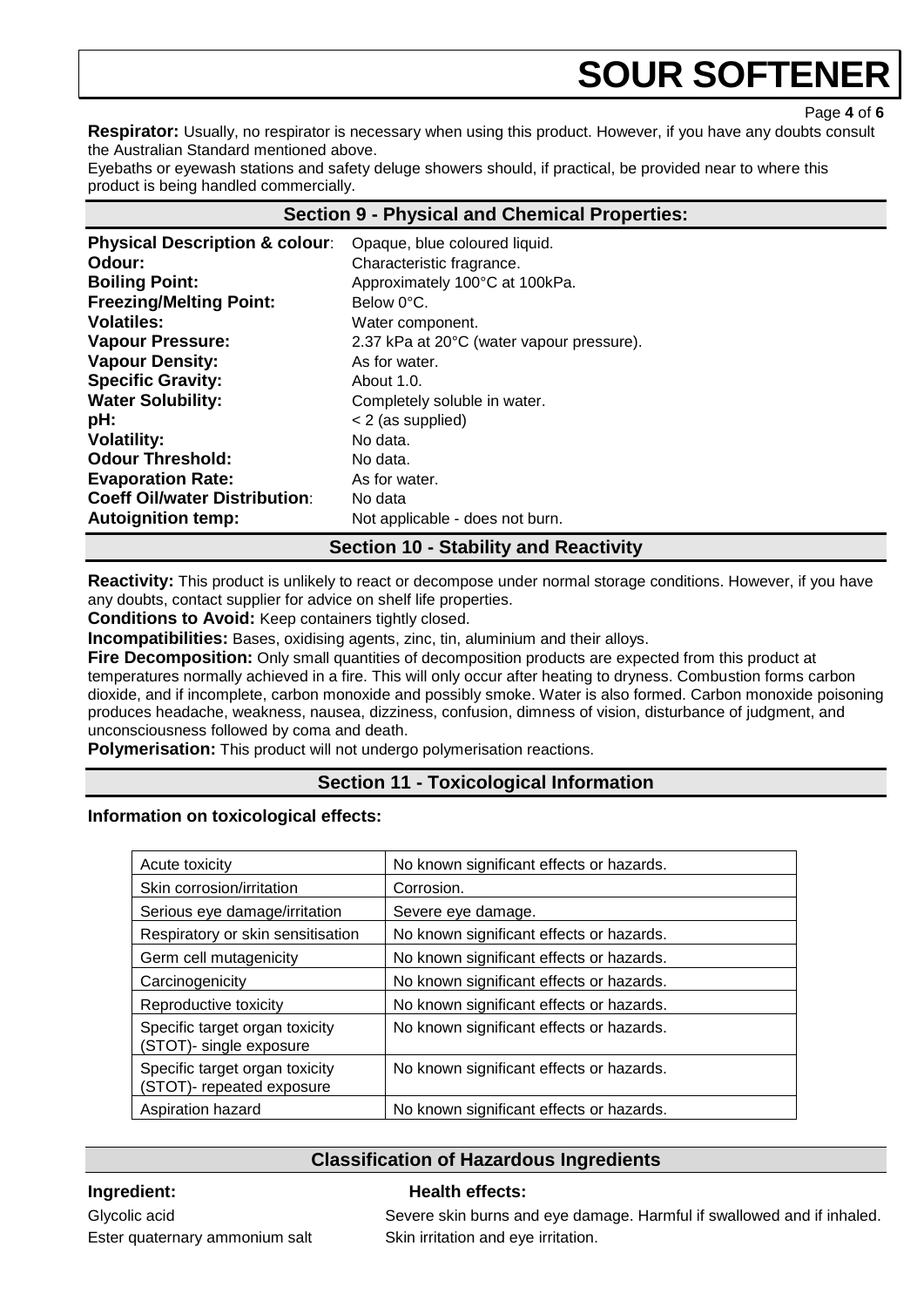**Respirator:** Usually, no respirator is necessary when using this product. However, if you have any doubts consult the Australian Standard mentioned above.

Eyebaths or eyewash stations and safety deluge showers should, if practical, be provided near to where this product is being handled commercially.

## Section 9 - Physical and Chemical Properties:

| | |
|---|---|
| **Physical Description & colour**: | Opaque, blue coloured liquid. |
| **Odour:** | Characteristic fragrance. |
| **Boiling Point:** | Approximately 100°C at 100kPa. |
| **Freezing/Melting Point:** | Below 0°C. |
| **Volatiles:** | Water component. |
| **Vapour Pressure:** | 2.37 kPa at 20°C (water vapour pressure). |
| **Vapour Density:** | As for water. |
| **Specific Gravity:** | About 1.0. |
| **Water Solubility:** | Completely soluble in water. |
| **pH:** | < 2 (as supplied) |
| **Volatility:** | No data. |
| **Odour Threshold:** | No data. |
| **Evaporation Rate:** | As for water. |
| **Coeff Oil/water Distribution**: | No data |
| **Autoignition temp:** | Not applicable - does not burn. |

## Section 10 - Stability and Reactivity

**Reactivity:** This product is unlikely to react or decompose under normal storage conditions. However, if you have any doubts, contact supplier for advice on shelf life properties.

**Conditions to Avoid:** Keep containers tightly closed.

**Incompatibilities:** Bases, oxidising agents, zinc, tin, aluminium and their alloys.

**Fire Decomposition:** Only small quantities of decomposition products are expected from this product at temperatures normally achieved in a fire. This will only occur after heating to dryness. Combustion forms carbon dioxide, and if incomplete, carbon monoxide and possibly smoke. Water is also formed. Carbon monoxide poisoning produces headache, weakness, nausea, dizziness, confusion, dimness of vision, disturbance of judgment, and unconsciousness followed by coma and death.

**Polymerisation:** This product will not undergo polymerisation reactions.

## Section 11 - Toxicological Information

**Information on toxicological effects:**

| | |
|---|---|
| Acute toxicity | No known significant effects or hazards. |
| Skin corrosion/irritation | Corrosion. |
| Serious eye damage/irritation | Severe eye damage. |
| Respiratory or skin sensitisation | No known significant effects or hazards. |
| Germ cell mutagenicity | No known significant effects or hazards. |
| Carcinogenicity | No known significant effects or hazards. |
| Reproductive toxicity | No known significant effects or hazards. |
| Specific target organ toxicity (STOT)- single exposure | No known significant effects or hazards. |
| Specific target organ toxicity (STOT)- repeated exposure | No known significant effects or hazards. |
| Aspiration hazard | No known significant effects or hazards. |

## Classification of Hazardous Ingredients

| **Ingredient:** | **Health effects:** |
|---|---|
| Glycolic acid | Severe skin burns and eye damage. Harmful if swallowed and if inhaled. |
| Ester quaternary ammonium salt | Skin irritation and eye irritation. |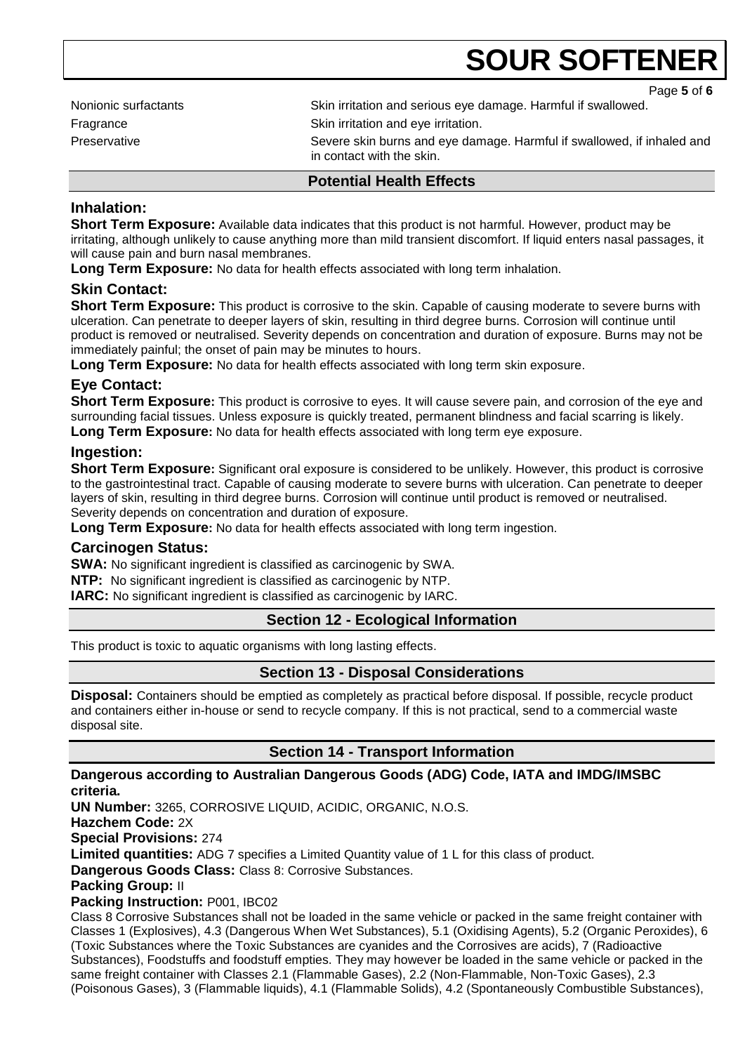| | |
|---|---|
| Nonionic surfactants | Skin irritation and serious eye damage. Harmful if swallowed. |
| Fragrance | Skin irritation and eye irritation. |
| Preservative | Severe skin burns and eye damage. Harmful if swallowed, if inhaled and in contact with the skin. |

## Potential Health Effects

### Inhalation:

**Short Term Exposure:** Available data indicates that this product is not harmful. However, product may be irritating, although unlikely to cause anything more than mild transient discomfort. If liquid enters nasal passages, it will cause pain and burn nasal membranes.

**Long Term Exposure:** No data for health effects associated with long term inhalation.

### Skin Contact:

**Short Term Exposure:** This product is corrosive to the skin. Capable of causing moderate to severe burns with ulceration. Can penetrate to deeper layers of skin, resulting in third degree burns. Corrosion will continue until product is removed or neutralised. Severity depends on concentration and duration of exposure. Burns may not be immediately painful; the onset of pain may be minutes to hours.

**Long Term Exposure:** No data for health effects associated with long term skin exposure.

### Eye Contact:

**Short Term Exposure:** This product is corrosive to eyes. It will cause severe pain, and corrosion of the eye and surrounding facial tissues. Unless exposure is quickly treated, permanent blindness and facial scarring is likely.

**Long Term Exposure:** No data for health effects associated with long term eye exposure.

### Ingestion:

**Short Term Exposure:** Significant oral exposure is considered to be unlikely. However, this product is corrosive to the gastrointestinal tract. Capable of causing moderate to severe burns with ulceration. Can penetrate to deeper layers of skin, resulting in third degree burns. Corrosion will continue until product is removed or neutralised. Severity depends on concentration and duration of exposure.

**Long Term Exposure:** No data for health effects associated with long term ingestion.

### Carcinogen Status:

**SWA:** No significant ingredient is classified as carcinogenic by SWA.

**NTP:** No significant ingredient is classified as carcinogenic by NTP.

**IARC:** No significant ingredient is classified as carcinogenic by IARC.

## Section 12 - Ecological Information

This product is toxic to aquatic organisms with long lasting effects.

## Section 13 - Disposal Considerations

**Disposal:** Containers should be emptied as completely as practical before disposal. If possible, recycle product and containers either in-house or send to recycle company. If this is not practical, send to a commercial waste disposal site.

## Section 14 - Transport Information

**Dangerous according to Australian Dangerous Goods (ADG) Code, IATA and IMDG/IMSBC criteria.**

**UN Number:** 3265, CORROSIVE LIQUID, ACIDIC, ORGANIC, N.O.S.

**Hazchem Code:** 2X

**Special Provisions:** 274

**Limited quantities:** ADG 7 specifies a Limited Quantity value of 1 L for this class of product.

**Dangerous Goods Class:** Class 8: Corrosive Substances.

**Packing Group:** II

**Packing Instruction:** P001, IBC02

Class 8 Corrosive Substances shall not be loaded in the same vehicle or packed in the same freight container with Classes 1 (Explosives), 4.3 (Dangerous When Wet Substances), 5.1 (Oxidising Agents), 5.2 (Organic Peroxides), 6 (Toxic Substances where the Toxic Substances are cyanides and the Corrosives are acids), 7 (Radioactive Substances), Foodstuffs and foodstuff empties. They may however be loaded in the same vehicle or packed in the same freight container with Classes 2.1 (Flammable Gases), 2.2 (Non-Flammable, Non-Toxic Gases), 2.3 (Poisonous Gases), 3 (Flammable liquids), 4.1 (Flammable Solids), 4.2 (Spontaneously Combustible Substances),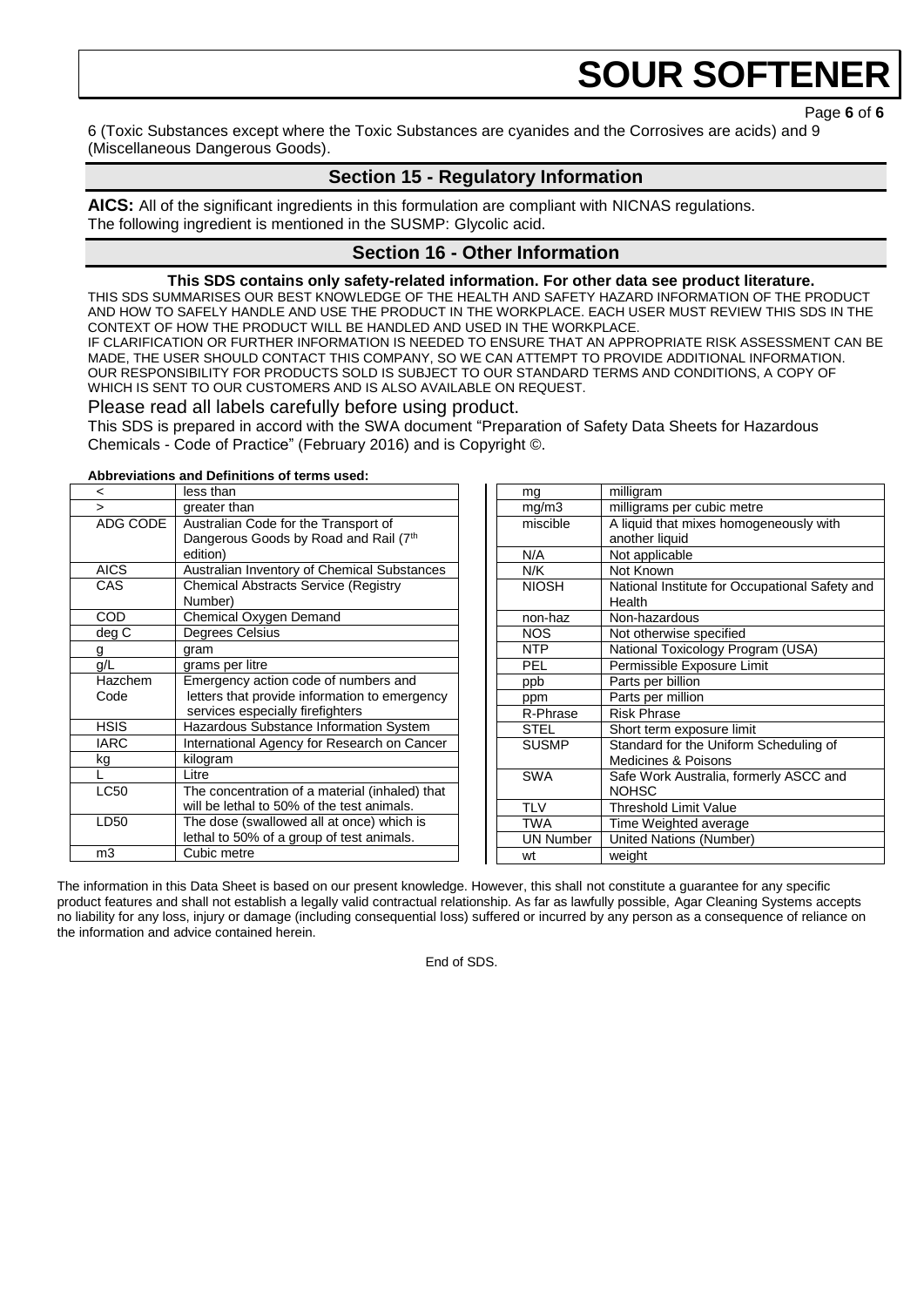6 (Toxic Substances except where the Toxic Substances are cyanides and the Corrosives are acids) and 9 (Miscellaneous Dangerous Goods).

## Section 15 - Regulatory Information

**AICS:** All of the significant ingredients in this formulation are compliant with NICNAS regulations.
The following ingredient is mentioned in the SUSMP: Glycolic acid.

## Section 16 - Other Information

**This SDS contains only safety-related information. For other data see product literature.**

THIS SDS SUMMARISES OUR BEST KNOWLEDGE OF THE HEALTH AND SAFETY HAZARD INFORMATION OF THE PRODUCT AND HOW TO SAFELY HANDLE AND USE THE PRODUCT IN THE WORKPLACE. EACH USER MUST REVIEW THIS SDS IN THE CONTEXT OF HOW THE PRODUCT WILL BE HANDLED AND USED IN THE WORKPLACE.
IF CLARIFICATION OR FURTHER INFORMATION IS NEEDED TO ENSURE THAT AN APPROPRIATE RISK ASSESSMENT CAN BE MADE, THE USER SHOULD CONTACT THIS COMPANY, SO WE CAN ATTEMPT TO PROVIDE ADDITIONAL INFORMATION. OUR RESPONSIBILITY FOR PRODUCTS SOLD IS SUBJECT TO OUR STANDARD TERMS AND CONDITIONS, A COPY OF WHICH IS SENT TO OUR CUSTOMERS AND IS ALSO AVAILABLE ON REQUEST.

Please read all labels carefully before using product.

This SDS is prepared in accord with the SWA document "Preparation of Safety Data Sheets for Hazardous Chemicals - Code of Practice" (February 2016) and is Copyright ©.

**Abbreviations and Definitions of terms used:**

| | |
|---|---|
| < | less than |
| > | greater than |
| ADG CODE | Australian Code for the Transport of Dangerous Goods by Road and Rail (7th edition) |
| AICS | Australian Inventory of Chemical Substances |
| CAS | Chemical Abstracts Service (Registry Number) |
| COD | Chemical Oxygen Demand |
| deg C | Degrees Celsius |
| g | gram |
| g/L | grams per litre |
| Hazchem Code | Emergency action code of numbers and letters that provide information to emergency services especially firefighters |
| HSIS | Hazardous Substance Information System |
| IARC | International Agency for Research on Cancer |
| kg | kilogram |
| L | Litre |
| LC50 | The concentration of a material (inhaled) that will be lethal to 50% of the test animals. |
| LD50 | The dose (swallowed all at once) which is lethal to 50% of a group of test animals. |
| m3 | Cubic metre |
| mg | milligram |
| mg/m3 | milligrams per cubic metre |
| miscible | A liquid that mixes homogeneously with another liquid |
| N/A | Not applicable |
| N/K | Not Known |
| NIOSH | National Institute for Occupational Safety and Health |
| non-haz | Non-hazardous |
| NOS | Not otherwise specified |
| NTP | National Toxicology Program (USA) |
| PEL | Permissible Exposure Limit |
| ppb | Parts per billion |
| ppm | Parts per million |
| R-Phrase | Risk Phrase |
| STEL | Short term exposure limit |
| SUSMP | Standard for the Uniform Scheduling of Medicines & Poisons |
| SWA | Safe Work Australia, formerly ASCC and NOHSC |
| TLV | Threshold Limit Value |
| TWA | Time Weighted average |
| UN Number | United Nations (Number) |
| wt | weight |

The information in this Data Sheet is based on our present knowledge. However, this shall not constitute a guarantee for any specific product features and shall not establish a legally valid contractual relationship. As far as lawfully possible, Agar Cleaning Systems accepts no liability for any loss, injury or damage (including consequential loss) suffered or incurred by any person as a consequence of reliance on the information and advice contained herein.

End of SDS.